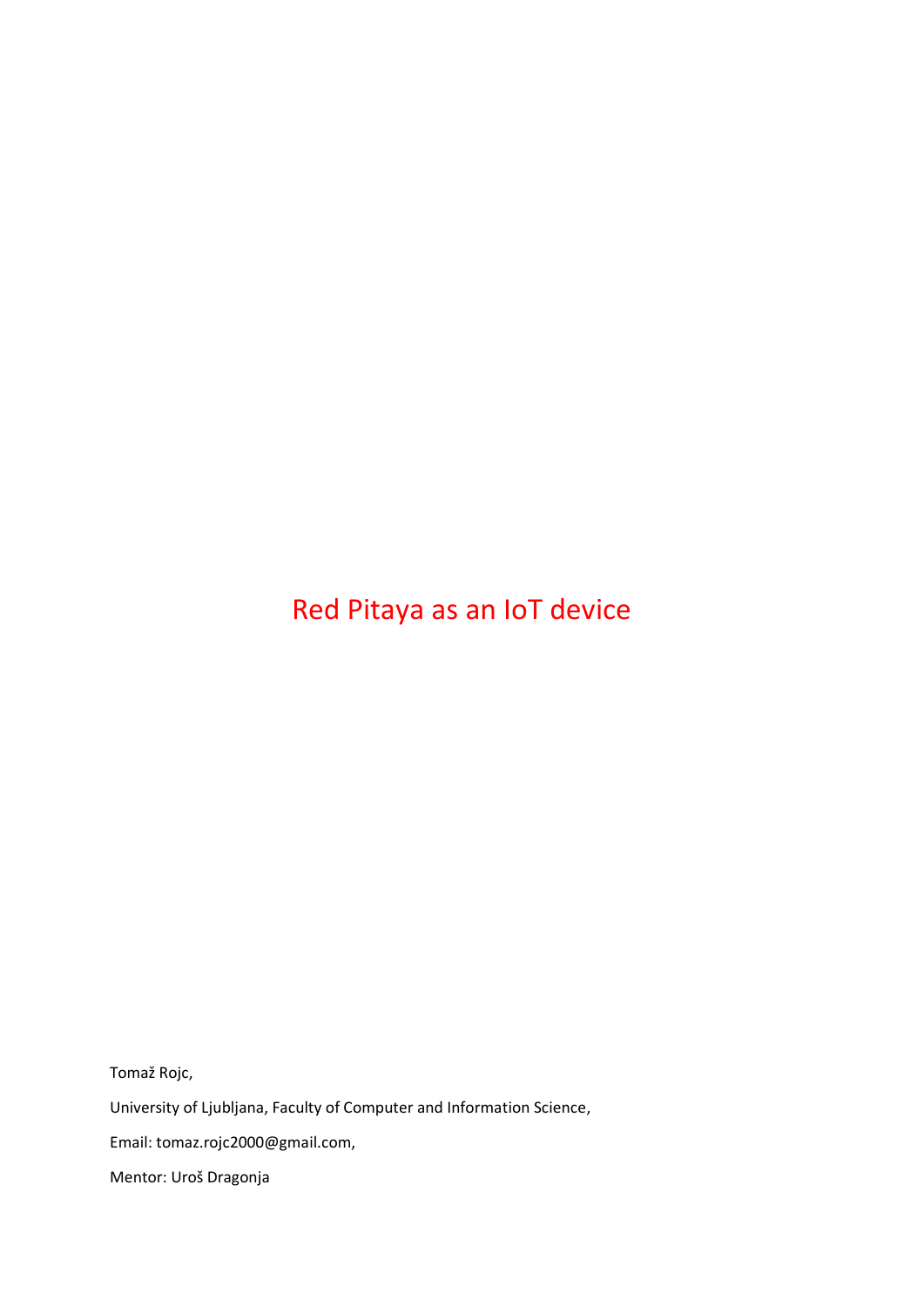# Red Pitaya as an IoT device

Tomaž Rojc,

University of Ljubljana, Faculty of Computer and Information Science,

Email: tomaz.rojc2000@gmail.com,

Mentor: Uroš Dragonja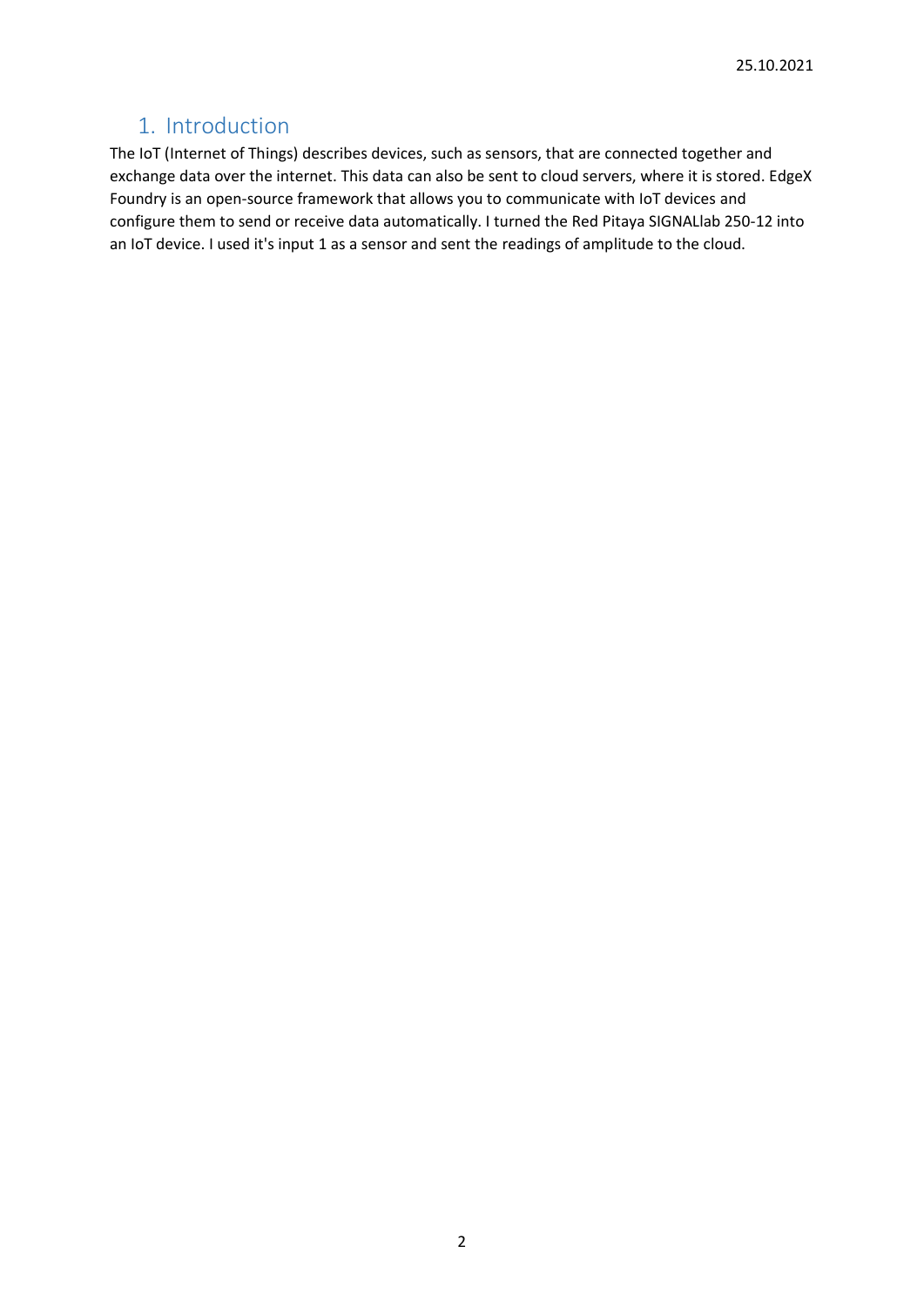## 1. Introduction

The IoT (Internet of Things) describes devices, such as sensors, that are connected together and exchange data over the internet. This data can also be sent to cloud servers, where it is stored. EdgeX Foundry is an open-source framework that allows you to communicate with IoT devices and configure them to send or receive data automatically. I turned the Red Pitaya SIGNALlab 250-12 into an IoT device. I used it's input 1 as a sensor and sent the readings of amplitude to the cloud.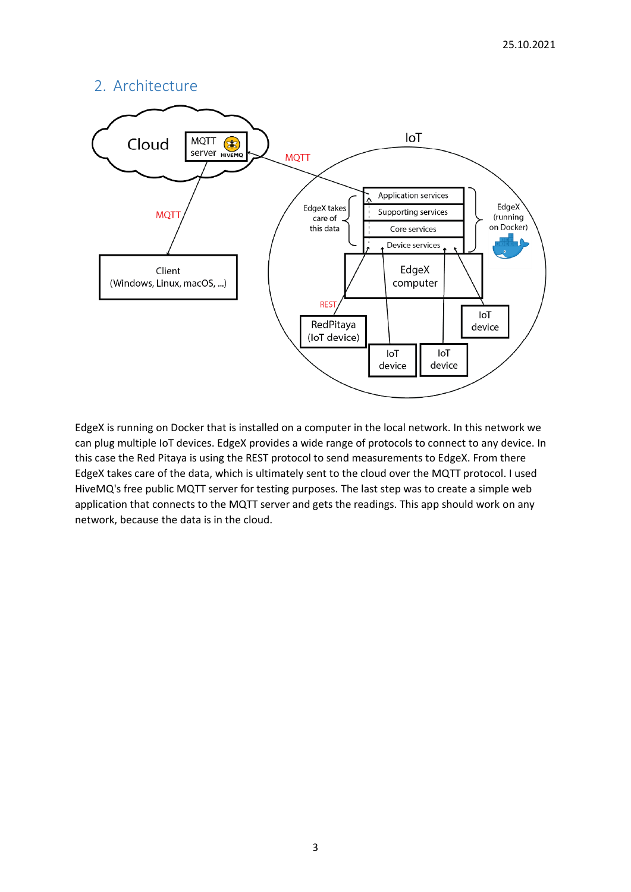## 2. Architecture

EdgeX is running on Docker that is installed on a computer in the local network. In this network we can plug multiple IoT devices. EdgeX provides a wide range of protocols to connect to any device. In this case the Red Pitaya is using the REST protocol to send measurements to EdgeX. From there EdgeX takes care of the data, which is ultimately sent to the cloud over the MQTT protocol. I used HiveMQ's free public MQTT server for testing purposes. The last step was to create a simple web application that connects to the MQTT server and gets the readings. This app should work on any network, because the data is in the cloud.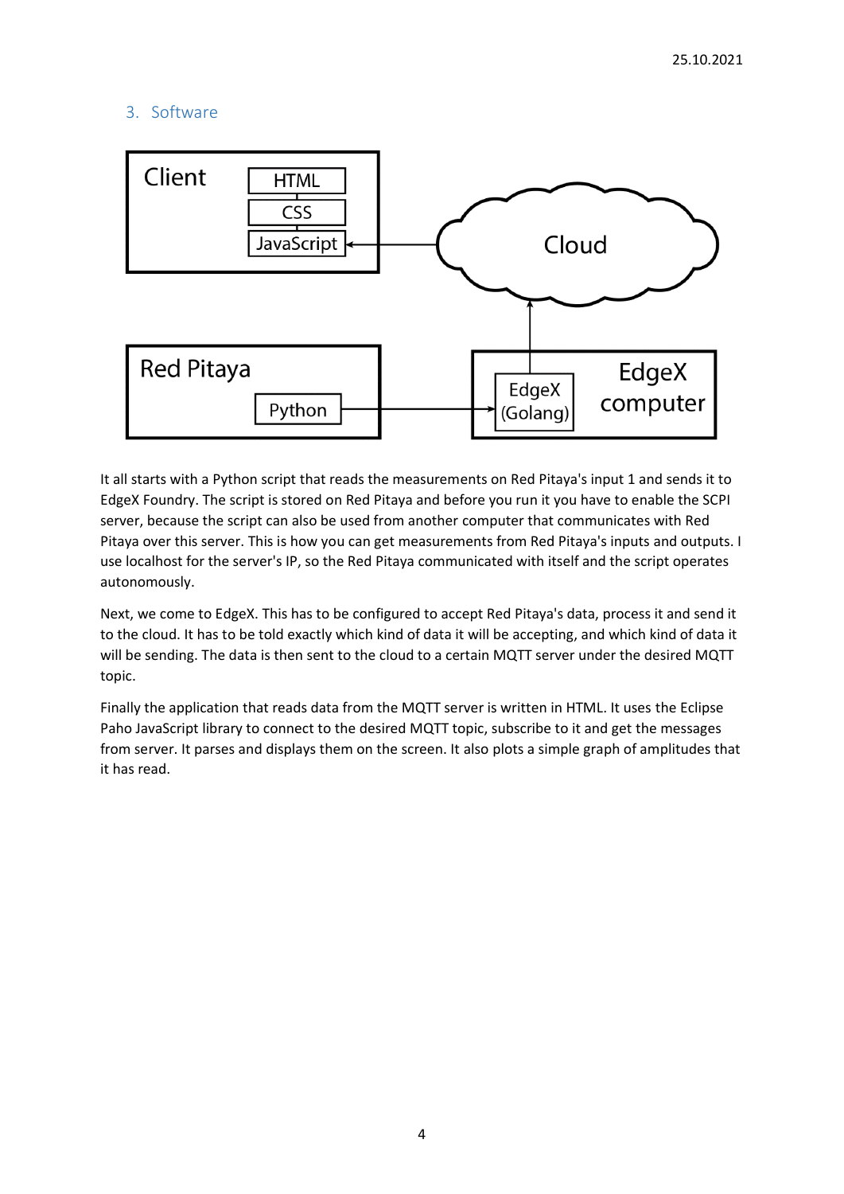## 3. Software

It all starts with a Python script that reads the measurements on Red Pitaya's input 1 and sends it to EdgeX Foundry. The script is stored on Red Pitaya and before you run it you have to enable the SCPI server, because the script can also be used from another computer that communicates with Red Pitaya over this server. This is how you can get measurements from Red Pitaya's inputs and outputs. I use localhost for the server's IP, so the Red Pitaya communicated with itself and the script operates autonomously.

Next, we come to EdgeX. This has to be configured to accept Red Pitaya's data, process it and send it to the cloud. It has to be told exactly which kind of data it will be accepting, and which kind of data it will be sending. The data is then sent to the cloud to a certain MQTT server under the desired MQTT topic.

Finally the application that reads data from the MQTT server is written in HTML. It uses the Eclipse Paho JavaScript library to connect to the desired MQTT topic, subscribe to it and get the messages from server. It parses and displays them on the screen. It also plots a simple graph of amplitudes that it has read.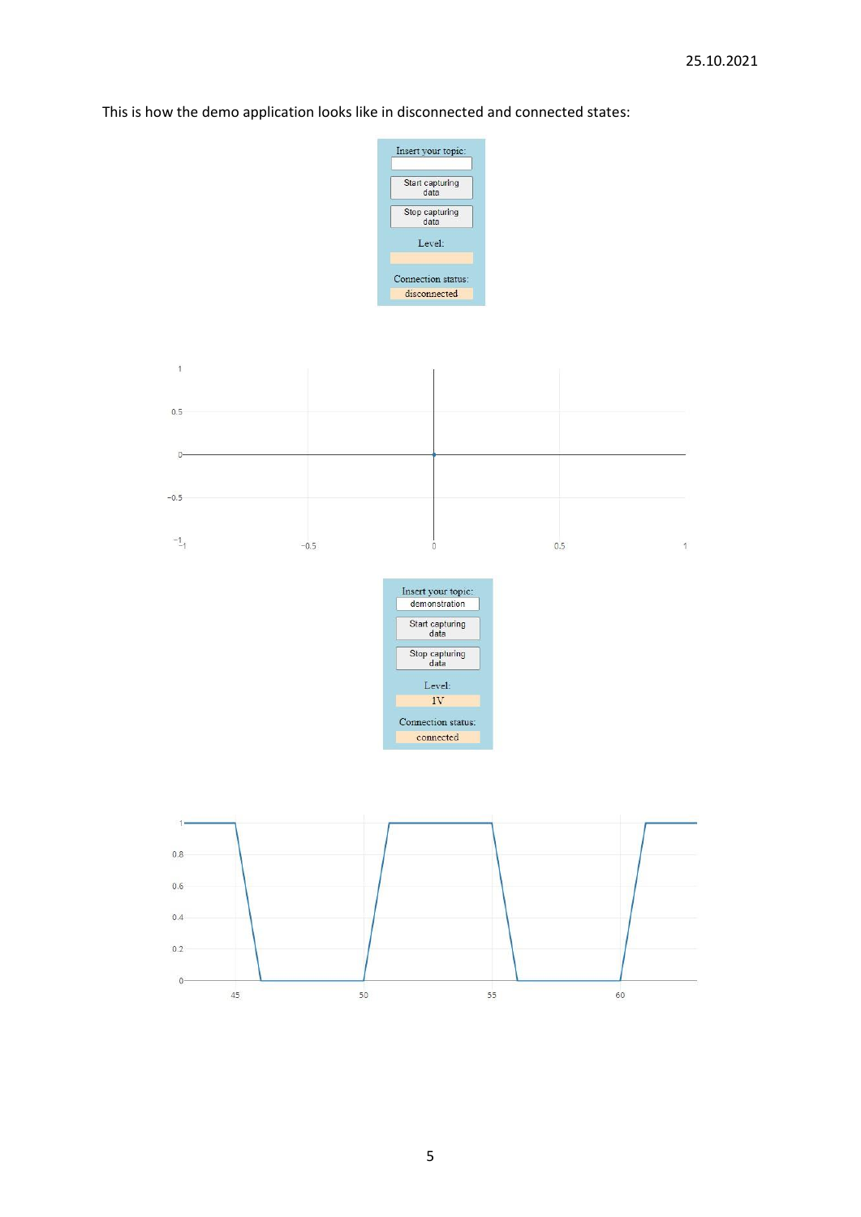This is how the demo application looks like in disconnected and connected states: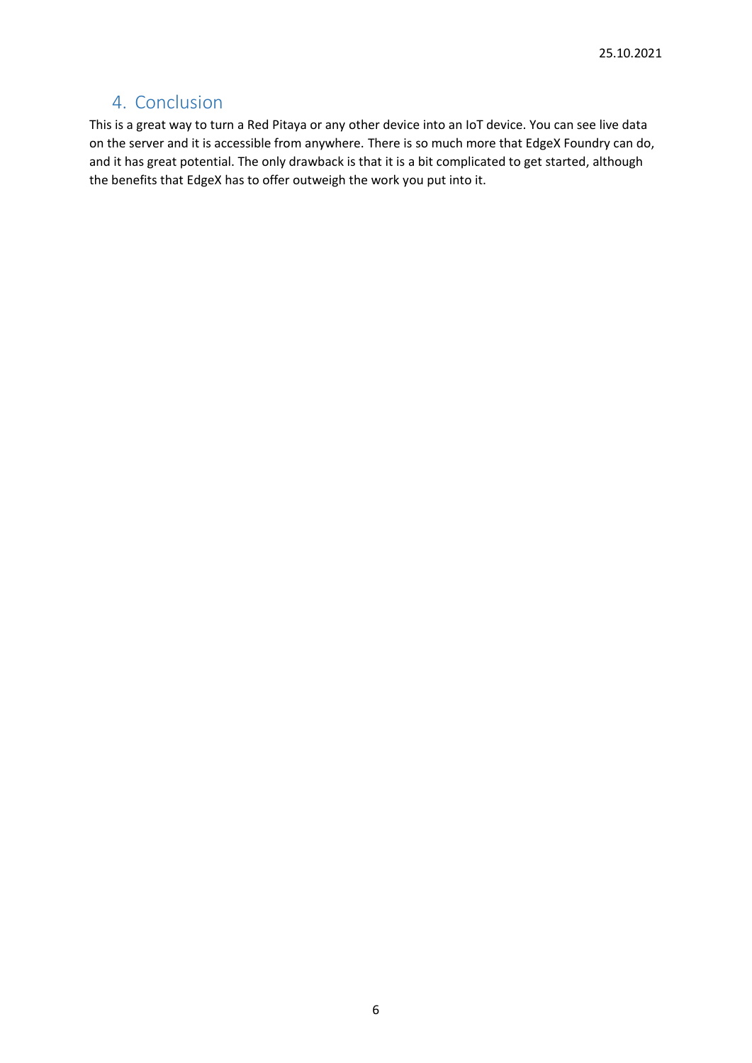## 4. Conclusion

This is a great way to turn a Red Pitaya or any other device into an IoT device. You can see live data on the server and it is accessible from anywhere. There is so much more that EdgeX Foundry can do, and it has great potential. The only drawback is that it is a bit complicated to get started, although the benefits that EdgeX has to offer outweigh the work you put into it.